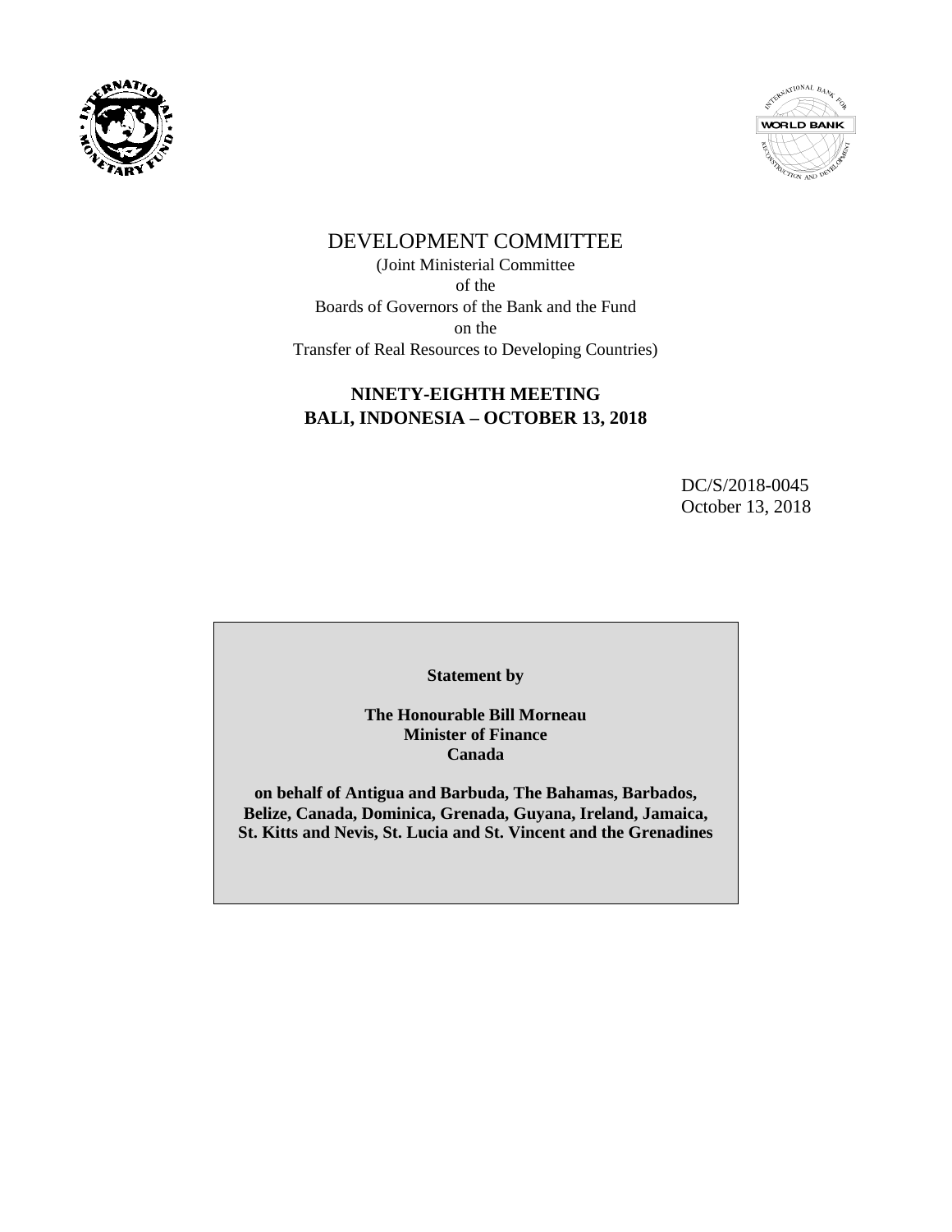# DEVELOPMENT COMMITTEE

(Joint Ministerial Committee
of the
Boards of Governors of the Bank and the Fund
on the
Transfer of Real Resources to Developing Countries)

## NINETY-EIGHTH MEETING
## BALI, INDONESIA – OCTOBER 13, 2018

DC/S/2018-0045
October 13, 2018

**Statement by**

**The Honourable Bill Morneau**
**Minister of Finance**
**Canada**

**on behalf of Antigua and Barbuda, The Bahamas, Barbados, Belize, Canada, Dominica, Grenada, Guyana, Ireland, Jamaica, St. Kitts and Nevis, St. Lucia and St. Vincent and the Grenadines**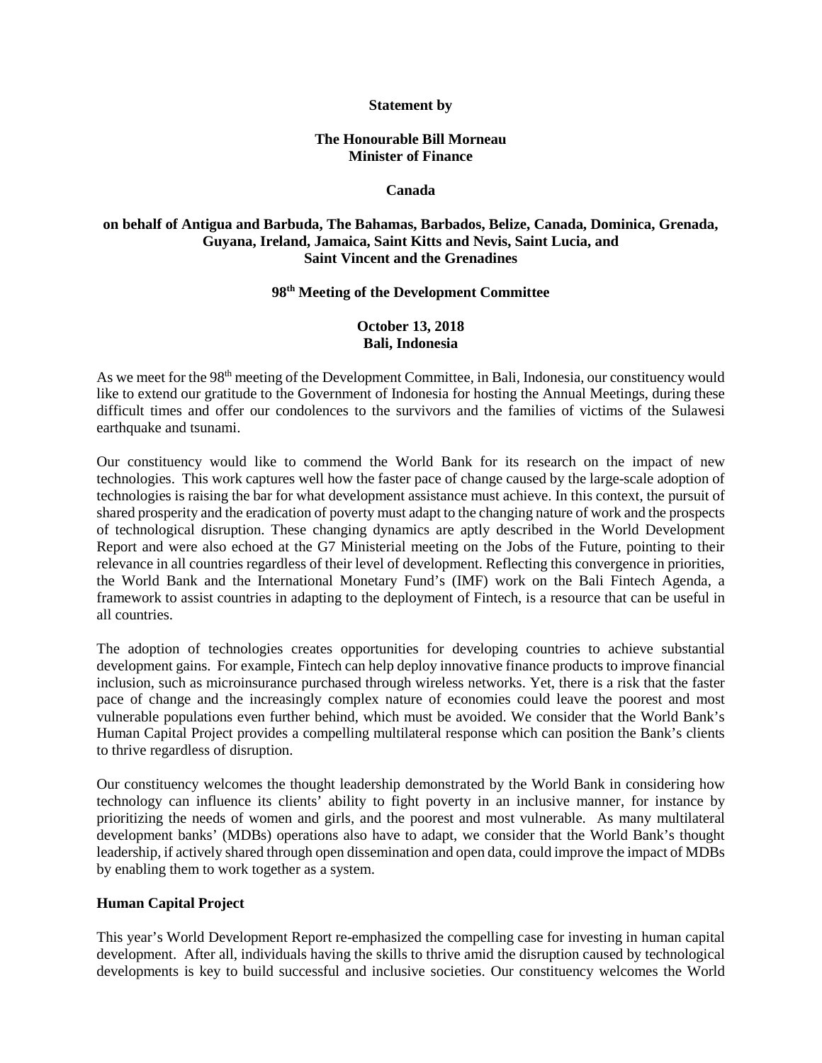**Statement by**

**The Honourable Bill Morneau**
**Minister of Finance**

**Canada**

**on behalf of Antigua and Barbuda, The Bahamas, Barbados, Belize, Canada, Dominica, Grenada, Guyana, Ireland, Jamaica, Saint Kitts and Nevis, Saint Lucia, and Saint Vincent and the Grenadines**

**98th Meeting of the Development Committee**

**October 13, 2018**
**Bali, Indonesia**

As we meet for the 98th meeting of the Development Committee, in Bali, Indonesia, our constituency would like to extend our gratitude to the Government of Indonesia for hosting the Annual Meetings, during these difficult times and offer our condolences to the survivors and the families of victims of the Sulawesi earthquake and tsunami.

Our constituency would like to commend the World Bank for its research on the impact of new technologies. This work captures well how the faster pace of change caused by the large-scale adoption of technologies is raising the bar for what development assistance must achieve. In this context, the pursuit of shared prosperity and the eradication of poverty must adapt to the changing nature of work and the prospects of technological disruption. These changing dynamics are aptly described in the World Development Report and were also echoed at the G7 Ministerial meeting on the Jobs of the Future, pointing to their relevance in all countries regardless of their level of development. Reflecting this convergence in priorities, the World Bank and the International Monetary Fund's (IMF) work on the Bali Fintech Agenda, a framework to assist countries in adapting to the deployment of Fintech, is a resource that can be useful in all countries.

The adoption of technologies creates opportunities for developing countries to achieve substantial development gains. For example, Fintech can help deploy innovative finance products to improve financial inclusion, such as microinsurance purchased through wireless networks. Yet, there is a risk that the faster pace of change and the increasingly complex nature of economies could leave the poorest and most vulnerable populations even further behind, which must be avoided. We consider that the World Bank's Human Capital Project provides a compelling multilateral response which can position the Bank's clients to thrive regardless of disruption.

Our constituency welcomes the thought leadership demonstrated by the World Bank in considering how technology can influence its clients' ability to fight poverty in an inclusive manner, for instance by prioritizing the needs of women and girls, and the poorest and most vulnerable. As many multilateral development banks' (MDBs) operations also have to adapt, we consider that the World Bank's thought leadership, if actively shared through open dissemination and open data, could improve the impact of MDBs by enabling them to work together as a system.

**Human Capital Project**

This year's World Development Report re-emphasized the compelling case for investing in human capital development. After all, individuals having the skills to thrive amid the disruption caused by technological developments is key to build successful and inclusive societies. Our constituency welcomes the World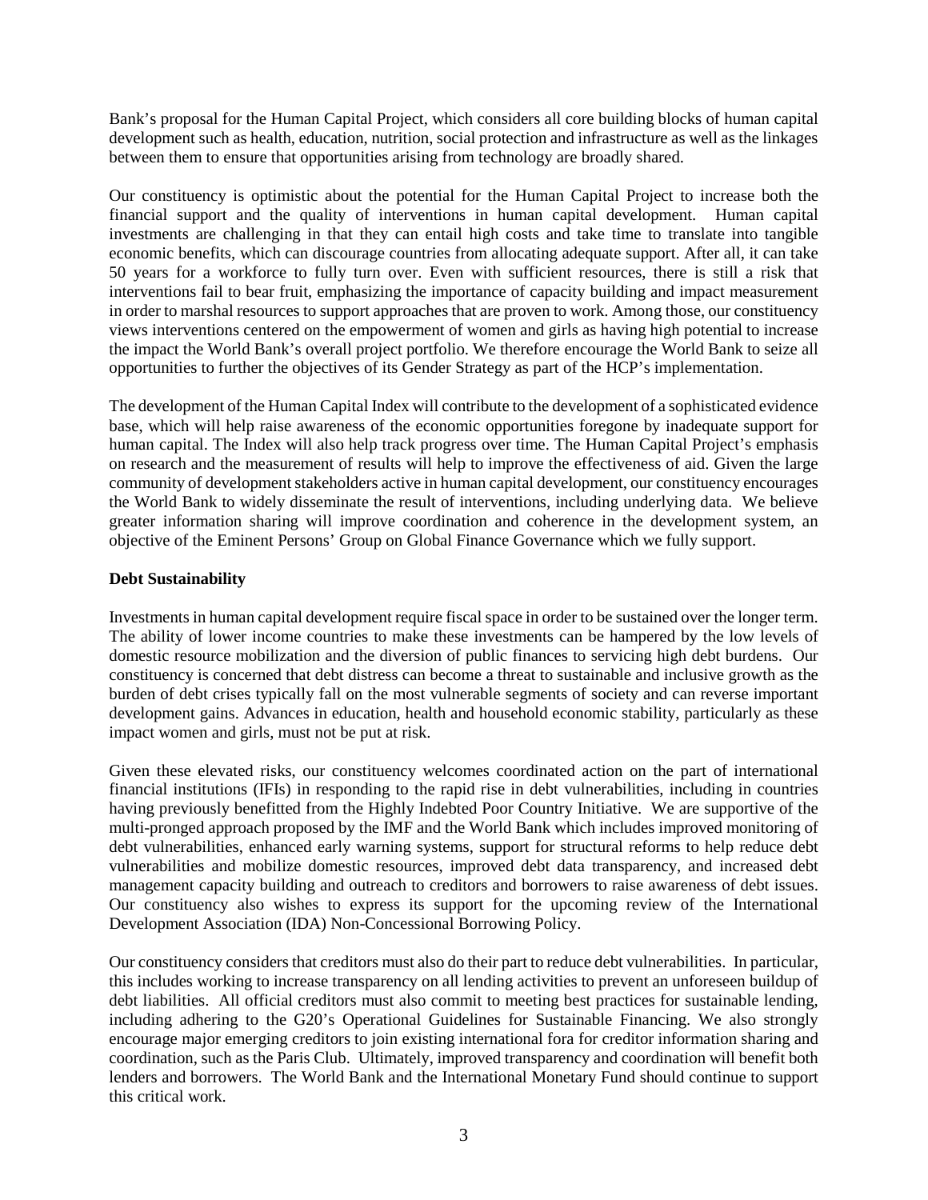Bank's proposal for the Human Capital Project, which considers all core building blocks of human capital development such as health, education, nutrition, social protection and infrastructure as well as the linkages between them to ensure that opportunities arising from technology are broadly shared.

Our constituency is optimistic about the potential for the Human Capital Project to increase both the financial support and the quality of interventions in human capital development. Human capital investments are challenging in that they can entail high costs and take time to translate into tangible economic benefits, which can discourage countries from allocating adequate support. After all, it can take 50 years for a workforce to fully turn over. Even with sufficient resources, there is still a risk that interventions fail to bear fruit, emphasizing the importance of capacity building and impact measurement in order to marshal resources to support approaches that are proven to work. Among those, our constituency views interventions centered on the empowerment of women and girls as having high potential to increase the impact the World Bank's overall project portfolio. We therefore encourage the World Bank to seize all opportunities to further the objectives of its Gender Strategy as part of the HCP's implementation.

The development of the Human Capital Index will contribute to the development of a sophisticated evidence base, which will help raise awareness of the economic opportunities foregone by inadequate support for human capital. The Index will also help track progress over time. The Human Capital Project's emphasis on research and the measurement of results will help to improve the effectiveness of aid. Given the large community of development stakeholders active in human capital development, our constituency encourages the World Bank to widely disseminate the result of interventions, including underlying data. We believe greater information sharing will improve coordination and coherence in the development system, an objective of the Eminent Persons' Group on Global Finance Governance which we fully support.

**Debt Sustainability**

Investments in human capital development require fiscal space in order to be sustained over the longer term. The ability of lower income countries to make these investments can be hampered by the low levels of domestic resource mobilization and the diversion of public finances to servicing high debt burdens. Our constituency is concerned that debt distress can become a threat to sustainable and inclusive growth as the burden of debt crises typically fall on the most vulnerable segments of society and can reverse important development gains. Advances in education, health and household economic stability, particularly as these impact women and girls, must not be put at risk.

Given these elevated risks, our constituency welcomes coordinated action on the part of international financial institutions (IFIs) in responding to the rapid rise in debt vulnerabilities, including in countries having previously benefitted from the Highly Indebted Poor Country Initiative. We are supportive of the multi-pronged approach proposed by the IMF and the World Bank which includes improved monitoring of debt vulnerabilities, enhanced early warning systems, support for structural reforms to help reduce debt vulnerabilities and mobilize domestic resources, improved debt data transparency, and increased debt management capacity building and outreach to creditors and borrowers to raise awareness of debt issues. Our constituency also wishes to express its support for the upcoming review of the International Development Association (IDA) Non-Concessional Borrowing Policy.

Our constituency considers that creditors must also do their part to reduce debt vulnerabilities. In particular, this includes working to increase transparency on all lending activities to prevent an unforeseen buildup of debt liabilities. All official creditors must also commit to meeting best practices for sustainable lending, including adhering to the G20's Operational Guidelines for Sustainable Financing. We also strongly encourage major emerging creditors to join existing international fora for creditor information sharing and coordination, such as the Paris Club. Ultimately, improved transparency and coordination will benefit both lenders and borrowers. The World Bank and the International Monetary Fund should continue to support this critical work.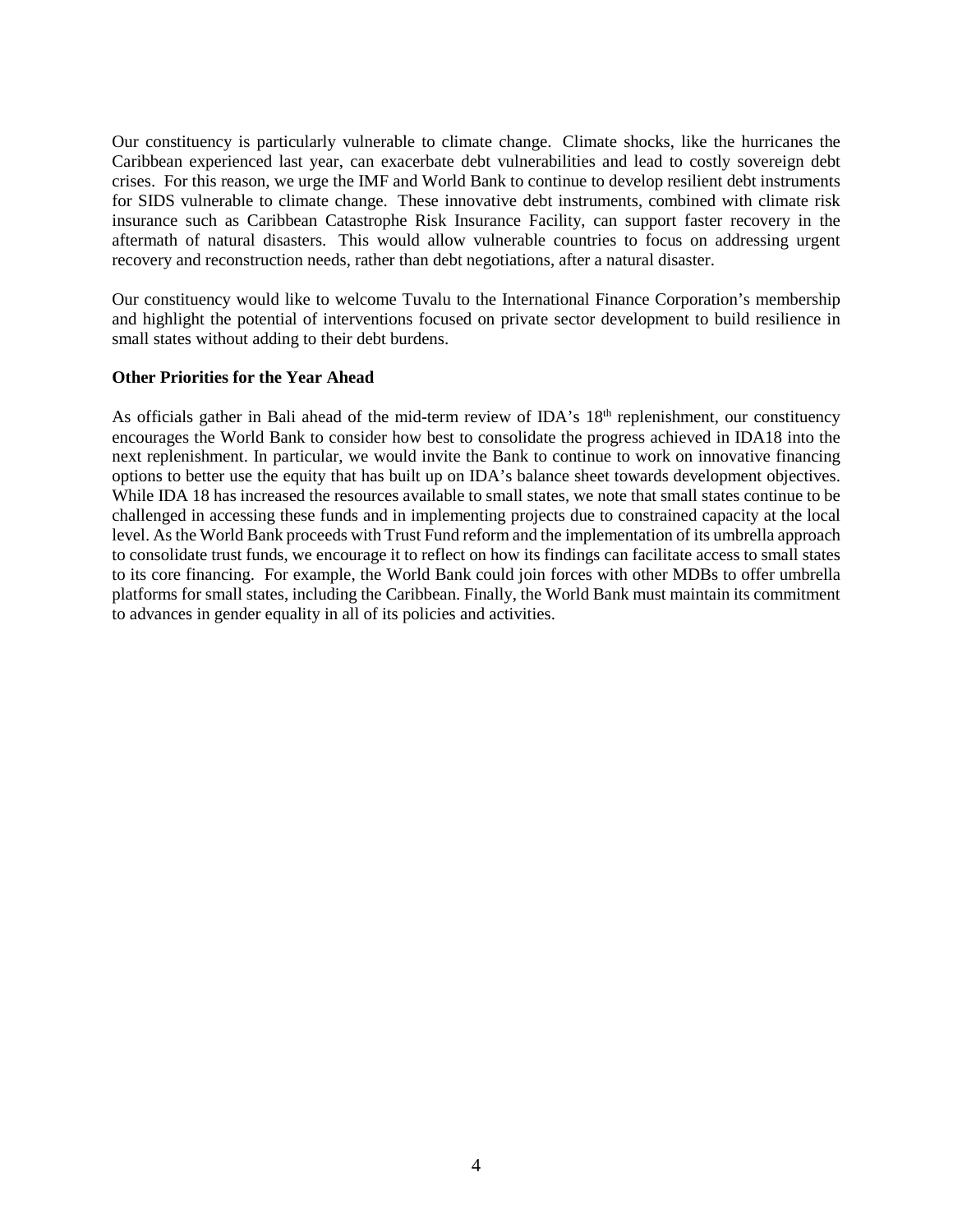Our constituency is particularly vulnerable to climate change. Climate shocks, like the hurricanes the Caribbean experienced last year, can exacerbate debt vulnerabilities and lead to costly sovereign debt crises. For this reason, we urge the IMF and World Bank to continue to develop resilient debt instruments for SIDS vulnerable to climate change. These innovative debt instruments, combined with climate risk insurance such as Caribbean Catastrophe Risk Insurance Facility, can support faster recovery in the aftermath of natural disasters. This would allow vulnerable countries to focus on addressing urgent recovery and reconstruction needs, rather than debt negotiations, after a natural disaster.

Our constituency would like to welcome Tuvalu to the International Finance Corporation's membership and highlight the potential of interventions focused on private sector development to build resilience in small states without adding to their debt burdens.

**Other Priorities for the Year Ahead**

As officials gather in Bali ahead of the mid-term review of IDA's 18th replenishment, our constituency encourages the World Bank to consider how best to consolidate the progress achieved in IDA18 into the next replenishment. In particular, we would invite the Bank to continue to work on innovative financing options to better use the equity that has built up on IDA's balance sheet towards development objectives. While IDA 18 has increased the resources available to small states, we note that small states continue to be challenged in accessing these funds and in implementing projects due to constrained capacity at the local level. As the World Bank proceeds with Trust Fund reform and the implementation of its umbrella approach to consolidate trust funds, we encourage it to reflect on how its findings can facilitate access to small states to its core financing. For example, the World Bank could join forces with other MDBs to offer umbrella platforms for small states, including the Caribbean. Finally, the World Bank must maintain its commitment to advances in gender equality in all of its policies and activities.